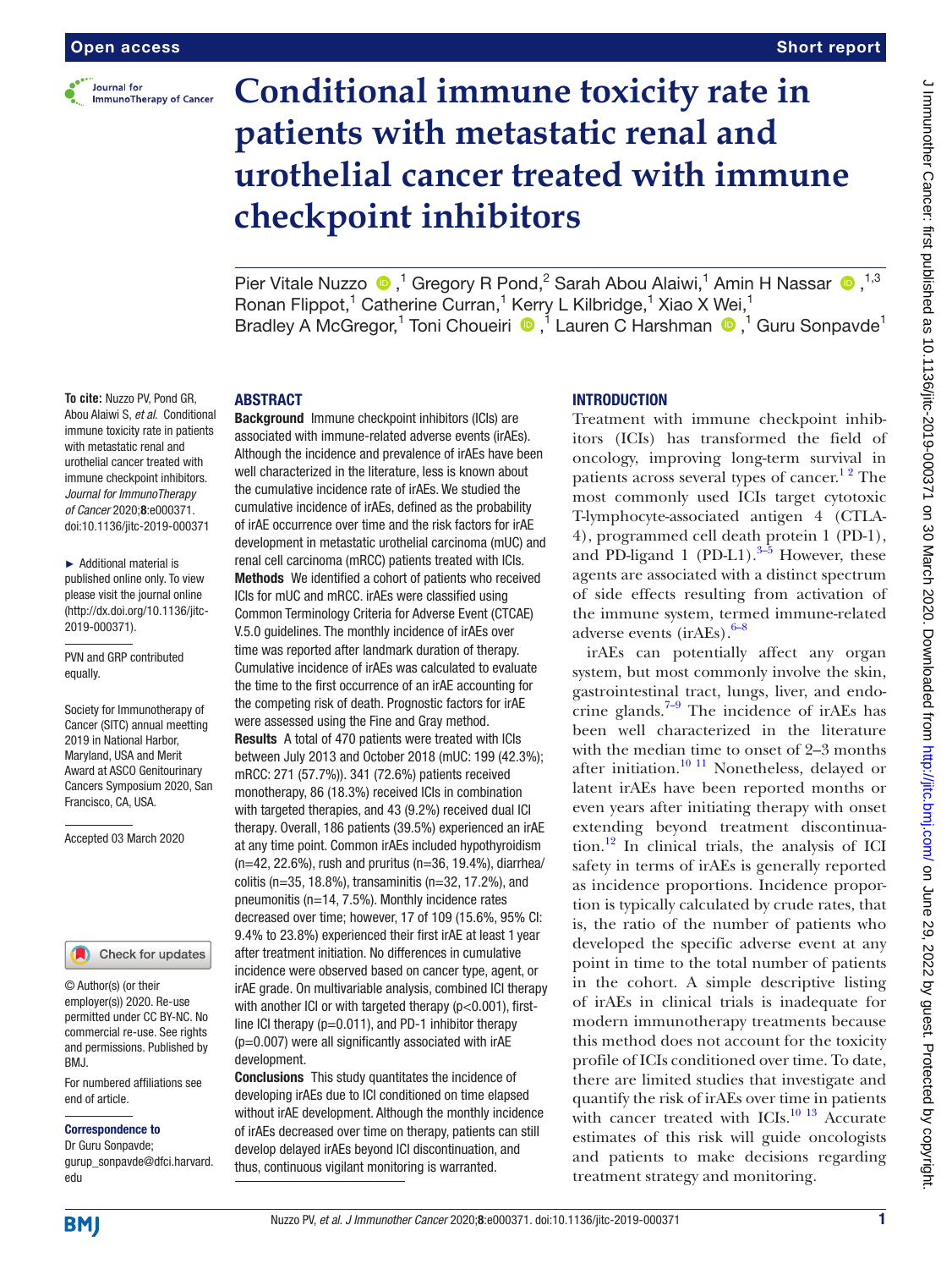Open access

Short report

# Conditional immune toxicity rate in patients with metastatic renal and urothelial cancer treated with immune checkpoint inhibitors

Pier Vitale Nuzzo,[1] Gregory R Pond,[2] Sarah Abou Alaiwi,[1] Amin H Nassar,[1,3] Ronan Flippot,[1] Catherine Curran,[1] Kerry L Kilbridge,[1] Xiao X Wei,[1] Bradley A McGregor,[1] Toni Choueiri,[1] Lauren C Harshman,[1] Guru Sonpavde[1]

**To cite:** Nuzzo PV, Pond GR, Abou Alaiwi S, *et al*. Conditional immune toxicity rate in patients with metastatic renal and urothelial cancer treated with immune checkpoint inhibitors. *Journal for ImmunoTherapy of Cancer* 2020;**8**:e000371. doi:10.1136/jitc-2019-000371

► Additional material is published online only. To view please visit the journal online (http://dx.doi.org/10.1136/jitc-2019-000371).

PVN and GRP contributed equally.

Society for Immunotherapy of Cancer (SITC) annual meetting 2019 in National Harbor, Maryland, USA and Merit Award at ASCO Genitourinary Cancers Symposium 2020, San Francisco, CA, USA.

Accepted 03 March 2020

© Author(s) (or their employer(s)) 2020. Re-use permitted under CC BY-NC. No commercial re-use. See rights and permissions. Published by BMJ.

For numbered affiliations see end of article.

**Correspondence to**
Dr Guru Sonpavde; gurup_sonpavde@dfci.harvard.edu

## ABSTRACT

**Background** Immune checkpoint inhibitors (ICIs) are associated with immune-related adverse events (irAEs). Although the incidence and prevalence of irAEs have been well characterized in the literature, less is known about the cumulative incidence rate of irAEs. We studied the cumulative incidence of irAEs, defined as the probability of irAE occurrence over time and the risk factors for irAE development in metastatic urothelial carcinoma (mUC) and renal cell carcinoma (mRCC) patients treated with ICIs.

**Methods** We identified a cohort of patients who received ICIs for mUC and mRCC. irAEs were classified using Common Terminology Criteria for Adverse Event (CTCAE) V.5.0 guidelines. The monthly incidence of irAEs over time was reported after landmark duration of therapy. Cumulative incidence of irAEs was calculated to evaluate the time to the first occurrence of an irAE accounting for the competing risk of death. Prognostic factors for irAE were assessed using the Fine and Gray method.

**Results** A total of 470 patients were treated with ICIs between July 2013 and October 2018 (mUC: 199 (42.3%); mRCC: 271 (57.7%)). 341 (72.6%) patients received monotherapy, 86 (18.3%) received ICIs in combination with targeted therapies, and 43 (9.2%) received dual ICI therapy. Overall, 186 patients (39.5%) experienced an irAE at any time point. Common irAEs included hypothyroidism (n=42, 22.6%), rush and pruritus (n=36, 19.4%), diarrhea/colitis (n=35, 18.8%), transaminitis (n=32, 17.2%), and pneumonitis (n=14, 7.5%). Monthly incidence rates decreased over time; however, 17 of 109 (15.6%, 95% CI: 9.4% to 23.8%) experienced their first irAE at least 1 year after treatment initiation. No differences in cumulative incidence were observed based on cancer type, agent, or irAE grade. On multivariable analysis, combined ICI therapy with another ICI or with targeted therapy (p<0.001), first-line ICI therapy (p=0.011), and PD-1 inhibitor therapy (p=0.007) were all significantly associated with irAE development.

**Conclusions** This study quantitates the incidence of developing irAEs due to ICI conditioned on time elapsed without irAE development. Although the monthly incidence of irAEs decreased over time on therapy, patients can still develop delayed irAEs beyond ICI discontinuation, and thus, continuous vigilant monitoring is warranted.

## INTRODUCTION

Treatment with immune checkpoint inhibitors (ICIs) has transformed the field of oncology, improving long-term survival in patients across several types of cancer.[1,2] The most commonly used ICIs target cytotoxic T-lymphocyte-associated antigen 4 (CTLA-4), programmed cell death protein 1 (PD-1), and PD-ligand 1 (PD-L1).[3–5] However, these agents are associated with a distinct spectrum of side effects resulting from activation of the immune system, termed immune-related adverse events (irAEs).[6–8]

irAEs can potentially affect any organ system, but most commonly involve the skin, gastrointestinal tract, lungs, liver, and endocrine glands.[7–9] The incidence of irAEs has been well characterized in the literature with the median time to onset of 2–3 months after initiation.[10,11] Nonetheless, delayed or latent irAEs have been reported months or even years after initiating therapy with onset extending beyond treatment discontinuation.[12] In clinical trials, the analysis of ICI safety in terms of irAEs is generally reported as incidence proportions. Incidence proportion is typically calculated by crude rates, that is, the ratio of the number of patients who developed the specific adverse event at any point in time to the total number of patients in the cohort. A simple descriptive listing of irAEs in clinical trials is inadequate for modern immunotherapy treatments because this method does not account for the toxicity profile of ICIs conditioned over time. To date, there are limited studies that investigate and quantify the risk of irAEs over time in patients with cancer treated with ICIs.[10,13] Accurate estimates of this risk will guide oncologists and patients to make decisions regarding treatment strategy and monitoring.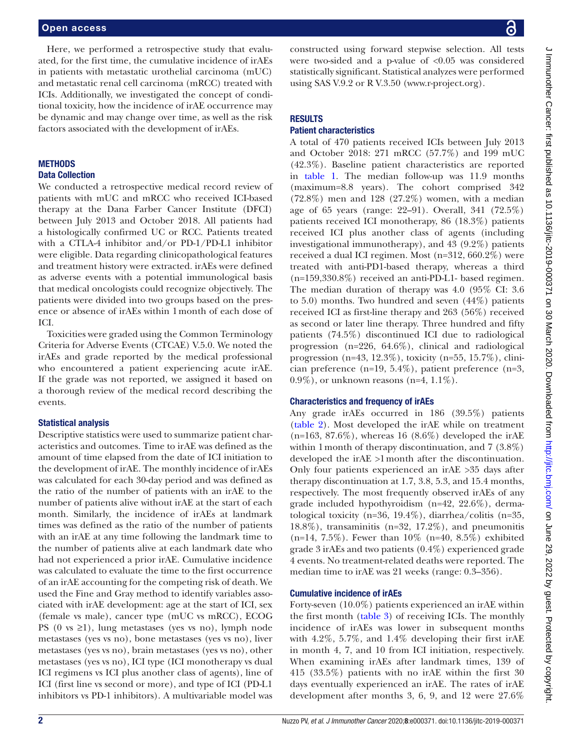Here, we performed a retrospective study that evaluated, for the first time, the cumulative incidence of irAEs in patients with metastatic urothelial carcinoma (mUC) and metastatic renal cell carcinoma (mRCC) treated with ICIs. Additionally, we investigated the concept of conditional toxicity, how the incidence of irAE occurrence may be dynamic and may change over time, as well as the risk factors associated with the development of irAEs.

## METHODS

### Data Collection

We conducted a retrospective medical record review of patients with mUC and mRCC who received ICI-based therapy at the Dana Farber Cancer Institute (DFCI) between July 2013 and October 2018. All patients had a histologically confirmed UC or RCC. Patients treated with a CTLA-4 inhibitor and/or PD-1/PD-L1 inhibitor were eligible. Data regarding clinicopathological features and treatment history were extracted. irAEs were defined as adverse events with a potential immunological basis that medical oncologists could recognize objectively. The patients were divided into two groups based on the presence or absence of irAEs within 1 month of each dose of ICI.

Toxicities were graded using the Common Terminology Criteria for Adverse Events (CTCAE) V.5.0. We noted the irAEs and grade reported by the medical professional who encountered a patient experiencing acute irAE. If the grade was not reported, we assigned it based on a thorough review of the medical record describing the events.

### Statistical analysis

Descriptive statistics were used to summarize patient characteristics and outcomes. Time to irAE was defined as the amount of time elapsed from the date of ICI initiation to the development of irAE. The monthly incidence of irAEs was calculated for each 30-day period and was defined as the ratio of the number of patients with an irAE to the number of patients alive without irAE at the start of each month. Similarly, the incidence of irAEs at landmark times was defined as the ratio of the number of patients with an irAE at any time following the landmark time to the number of patients alive at each landmark date who had not experienced a prior irAE. Cumulative incidence was calculated to evaluate the time to the first occurrence of an irAE accounting for the competing risk of death. We used the Fine and Gray method to identify variables associated with irAE development: age at the start of ICI, sex (female vs male), cancer type (mUC vs mRCC), ECOG PS (0 vs ≥1), lung metastases (yes vs no), lymph node metastases (yes vs no), bone metastases (yes vs no), liver metastases (yes vs no), brain metastases (yes vs no), other metastases (yes vs no), ICI type (ICI monotherapy vs dual ICI regimens vs ICI plus another class of agents), line of ICI (first line vs second or more), and type of ICI (PD-L1 inhibitors vs PD-1 inhibitors). A multivariable model was constructed using forward stepwise selection. All tests were two-sided and a p-value of <0.05 was considered statistically significant. Statistical analyzes were performed using SAS V.9.2 or R V.3.50 (www.r-project.org).

## RESULTS

### Patient characteristics

A total of 470 patients received ICIs between July 2013 and October 2018: 271 mRCC (57.7%) and 199 mUC (42.3%). Baseline patient characteristics are reported in table 1. The median follow-up was 11.9 months (maximum=8.8 years). The cohort comprised 342 (72.8%) men and 128 (27.2%) women, with a median age of 65 years (range: 22–91). Overall, 341 (72.5%) patients received ICI monotherapy, 86 (18.3%) patients received ICI plus another class of agents (including investigational immunotherapy), and 43 (9.2%) patients received a dual ICI regimen. Most (n=312, 660.2%) were treated with anti-PD1-based therapy, whereas a third (n=159,330.8%) received an anti-PD-L1- based regimen. The median duration of therapy was 4.0 (95% CI: 3.6 to 5.0) months. Two hundred and seven (44%) patients received ICI as first-line therapy and 263 (56%) received as second or later line therapy. Three hundred and fifty patients (74.5%) discontinued ICI due to radiological progression (n=226, 64.6%), clinical and radiological progression (n=43, 12.3%), toxicity (n=55, 15.7%), clinician preference (n=19, 5.4%), patient preference (n=3, 0.9%), or unknown reasons (n=4, 1.1%).

### Characteristics and frequency of irAEs

Any grade irAEs occurred in 186 (39.5%) patients (table 2). Most developed the irAE while on treatment (n=163, 87.6%), whereas 16 (8.6%) developed the irAE within 1 month of therapy discontinuation, and 7 (3.8%) developed the irAE >1 month after the discontinuation. Only four patients experienced an irAE >35 days after therapy discontinuation at 1.7, 3.8, 5.3, and 15.4 months, respectively. The most frequently observed irAEs of any grade included hypothyroidism (n=42, 22.6%), dermatological toxicity (n=36, 19.4%), diarrhea/colitis (n=35, 18.8%), transaminitis (n=32, 17.2%), and pneumonitis (n=14, 7.5%). Fewer than 10% (n=40, 8.5%) exhibited grade 3 irAEs and two patients (0.4%) experienced grade 4 events. No treatment-related deaths were reported. The median time to irAE was 21 weeks (range: 0.3–356).

### Cumulative incidence of irAEs

Forty-seven (10.0%) patients experienced an irAE within the first month (table 3) of receiving ICIs. The monthly incidence of irAEs was lower in subsequent months with 4.2%, 5.7%, and 1.4% developing their first irAE in month 4, 7, and 10 from ICI initiation, respectively. When examining irAEs after landmark times, 139 of 415 (33.5%) patients with no irAE within the first 30 days eventually experienced an irAE. The rates of irAE development after months 3, 6, 9, and 12 were 27.6%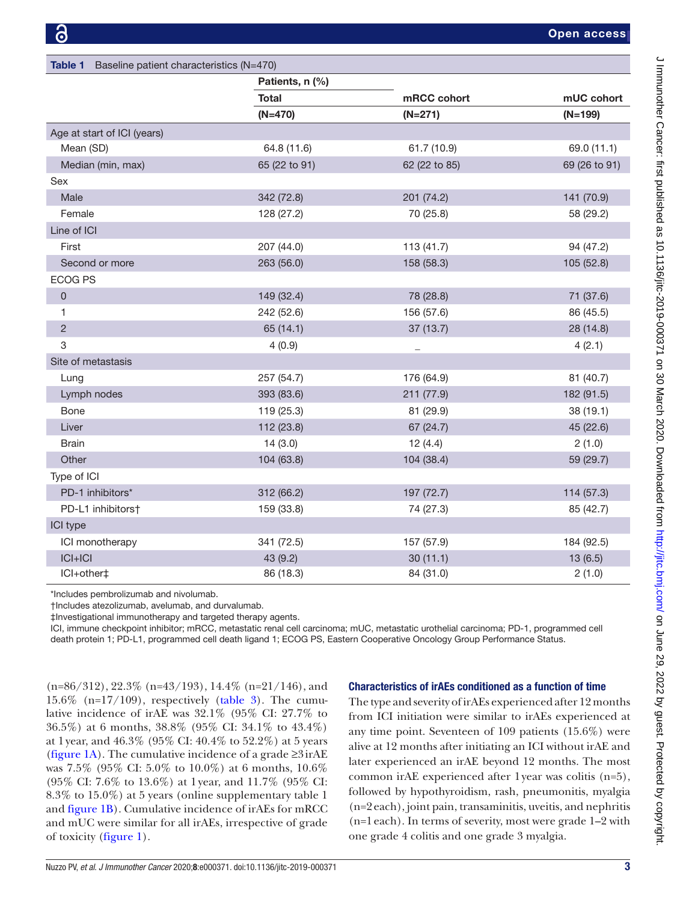**Table 1** Baseline patient characteristics (N=470)

| | Patients, n (%) | | |
|---|---|---|---|
| | Total | mRCC cohort | mUC cohort |
| | (N=470) | (N=271) | (N=199) |
| **Age at start of ICI (years)** | | | |
| Mean (SD) | 64.8 (11.6) | 61.7 (10.9) | 69.0 (11.1) |
| Median (min, max) | 65 (22 to 91) | 62 (22 to 85) | 69 (26 to 91) |
| **Sex** | | | |
| Male | 342 (72.8) | 201 (74.2) | 141 (70.9) |
| Female | 128 (27.2) | 70 (25.8) | 58 (29.2) |
| **Line of ICI** | | | |
| First | 207 (44.0) | 113 (41.7) | 94 (47.2) |
| Second or more | 263 (56.0) | 158 (58.3) | 105 (52.8) |
| **ECOG PS** | | | |
| 0 | 149 (32.4) | 78 (28.8) | 71 (37.6) |
| 1 | 242 (52.6) | 156 (57.6) | 86 (45.5) |
| 2 | 65 (14.1) | 37 (13.7) | 28 (14.8) |
| 3 | 4 (0.9) | – | 4 (2.1) |
| **Site of metastasis** | | | |
| Lung | 257 (54.7) | 176 (64.9) | 81 (40.7) |
| Lymph nodes | 393 (83.6) | 211 (77.9) | 182 (91.5) |
| Bone | 119 (25.3) | 81 (29.9) | 38 (19.1) |
| Liver | 112 (23.8) | 67 (24.7) | 45 (22.6) |
| Brain | 14 (3.0) | 12 (4.4) | 2 (1.0) |
| Other | 104 (63.8) | 104 (38.4) | 59 (29.7) |
| **Type of ICI** | | | |
| PD-1 inhibitors* | 312 (66.2) | 197 (72.7) | 114 (57.3) |
| PD-L1 inhibitors† | 159 (33.8) | 74 (27.3) | 85 (42.7) |
| **ICI type** | | | |
| ICI monotherapy | 341 (72.5) | 157 (57.9) | 184 (92.5) |
| ICI+ICI | 43 (9.2) | 30 (11.1) | 13 (6.5) |
| ICI+other‡ | 86 (18.3) | 84 (31.0) | 2 (1.0) |

*Includes pembrolizumab and nivolumab.
†Includes atezolizumab, avelumab, and durvalumab.
‡Investigational immunotherapy and targeted therapy agents.
ICI, immune checkpoint inhibitor; mRCC, metastatic renal cell carcinoma; mUC, metastatic urothelial carcinoma; PD-1, programmed cell death protein 1; PD-L1, programmed cell death ligand 1; ECOG PS, Eastern Cooperative Oncology Group Performance Status.

(n=86/312), 22.3% (n=43/193), 14.4% (n=21/146), and 15.6% (n=17/109), respectively (table 3). The cumulative incidence of irAE was 32.1% (95% CI: 27.7% to 36.5%) at 6 months, 38.8% (95% CI: 34.1% to 43.4%) at 1 year, and 46.3% (95% CI: 40.4% to 52.2%) at 5 years (figure 1A). The cumulative incidence of a grade ≥3 irAE was 7.5% (95% CI: 5.0% to 10.0%) at 6 months, 10.6% (95% CI: 7.6% to 13.6%) at 1 year, and 11.7% (95% CI: 8.3% to 15.0%) at 5 years (online supplementary table 1 and figure 1B). Cumulative incidence of irAEs for mRCC and mUC were similar for all irAEs, irrespective of grade of toxicity (figure 1).

### Characteristics of irAEs conditioned as a function of time

The type and severity of irAEs experienced after 12 months from ICI initiation were similar to irAEs experienced at any time point. Seventeen of 109 patients (15.6%) were alive at 12 months after initiating an ICI without irAE and later experienced an irAE beyond 12 months. The most common irAE experienced after 1 year was colitis (n=5), followed by hypothyroidism, rash, pneumonitis, myalgia (n=2 each), joint pain, transaminitis, uveitis, and nephritis (n=1 each). In terms of severity, most were grade 1–2 with one grade 4 colitis and one grade 3 myalgia.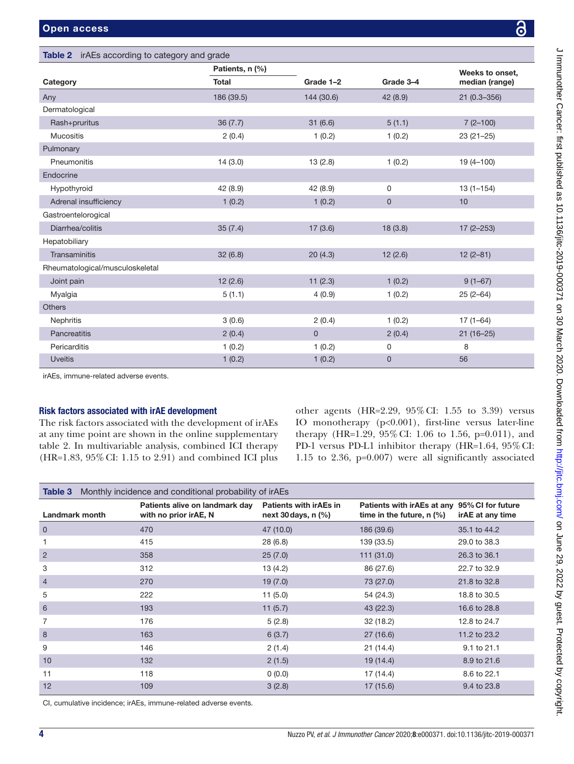**Table 2** irAEs according to category and grade

| Category | Patients, n (%) Total | Grade 1–2 | Grade 3–4 | Weeks to onset, median (range) |
|---|---|---|---|---|
| Any | 186 (39.5) | 144 (30.6) | 42 (8.9) | 21 (0.3–356) |
| Dermatological | | | | |
| Rash+pruritus | 36 (7.7) | 31 (6.6) | 5 (1.1) | 7 (2–100) |
| Mucositis | 2 (0.4) | 1 (0.2) | 1 (0.2) | 23 (21–25) |
| Pulmonary | | | | |
| Pneumonitis | 14 (3.0) | 13 (2.8) | 1 (0.2) | 19 (4–100) |
| Endocrine | | | | |
| Hypothyroid | 42 (8.9) | 42 (8.9) | 0 | 13 (1–154) |
| Adrenal insufficiency | 1 (0.2) | 1 (0.2) | 0 | 10 |
| Gastroentelorogical | | | | |
| Diarrhea/colitis | 35 (7.4) | 17 (3.6) | 18 (3.8) | 17 (2–253) |
| Hepatobiliary | | | | |
| Transaminitis | 32 (6.8) | 20 (4.3) | 12 (2.6) | 12 (2–81) |
| Rheumatological/musculoskeletal | | | | |
| Joint pain | 12 (2.6) | 11 (2.3) | 1 (0.2) | 9 (1–67) |
| Myalgia | 5 (1.1) | 4 (0.9) | 1 (0.2) | 25 (2–64) |
| Others | | | | |
| Nephritis | 3 (0.6) | 2 (0.4) | 1 (0.2) | 17 (1–64) |
| Pancreatitis | 2 (0.4) | 0 | 2 (0.4) | 21 (16–25) |
| Pericarditis | 1 (0.2) | 1 (0.2) | 0 | 8 |
| Uveitis | 1 (0.2) | 1 (0.2) | 0 | 56 |

irAEs, immune-related adverse events.

### Risk factors associated with irAE development

The risk factors associated with the development of irAEs at any time point are shown in the online supplementary table 2. In multivariable analysis, combined ICI therapy (HR=1.83, 95% CI: 1.15 to 2.91) and combined ICI plus other agents (HR=2.29, 95% CI: 1.55 to 3.39) versus IO monotherapy (p<0.001), first-line versus later-line therapy (HR=1.29, 95% CI: 1.06 to 1.56, p=0.011), and PD-1 versus PD-L1 inhibitor therapy (HR=1.64, 95% CI: 1.15 to 2.36, p=0.007) were all significantly associated

**Table 3** Monthly incidence and conditional probability of irAEs

| Landmark month | Patients alive on landmark day with no prior irAE, N | Patients with irAEs in next 30 days, n (%) | Patients with irAEs at any time in the future, n (%) | 95% CI for future irAE at any time |
|---|---|---|---|---|
| 0 | 470 | 47 (10.0) | 186 (39.6) | 35.1 to 44.2 |
| 1 | 415 | 28 (6.8) | 139 (33.5) | 29.0 to 38.3 |
| 2 | 358 | 25 (7.0) | 111 (31.0) | 26.3 to 36.1 |
| 3 | 312 | 13 (4.2) | 86 (27.6) | 22.7 to 32.9 |
| 4 | 270 | 19 (7.0) | 73 (27.0) | 21.8 to 32.8 |
| 5 | 222 | 11 (5.0) | 54 (24.3) | 18.8 to 30.5 |
| 6 | 193 | 11 (5.7) | 43 (22.3) | 16.6 to 28.8 |
| 7 | 176 | 5 (2.8) | 32 (18.2) | 12.8 to 24.7 |
| 8 | 163 | 6 (3.7) | 27 (16.6) | 11.2 to 23.2 |
| 9 | 146 | 2 (1.4) | 21 (14.4) | 9.1 to 21.1 |
| 10 | 132 | 2 (1.5) | 19 (14.4) | 8.9 to 21.6 |
| 11 | 118 | 0 (0.0) | 17 (14.4) | 8.6 to 22.1 |
| 12 | 109 | 3 (2.8) | 17 (15.6) | 9.4 to 23.8 |

CI, cumulative incidence; irAEs, immune-related adverse events.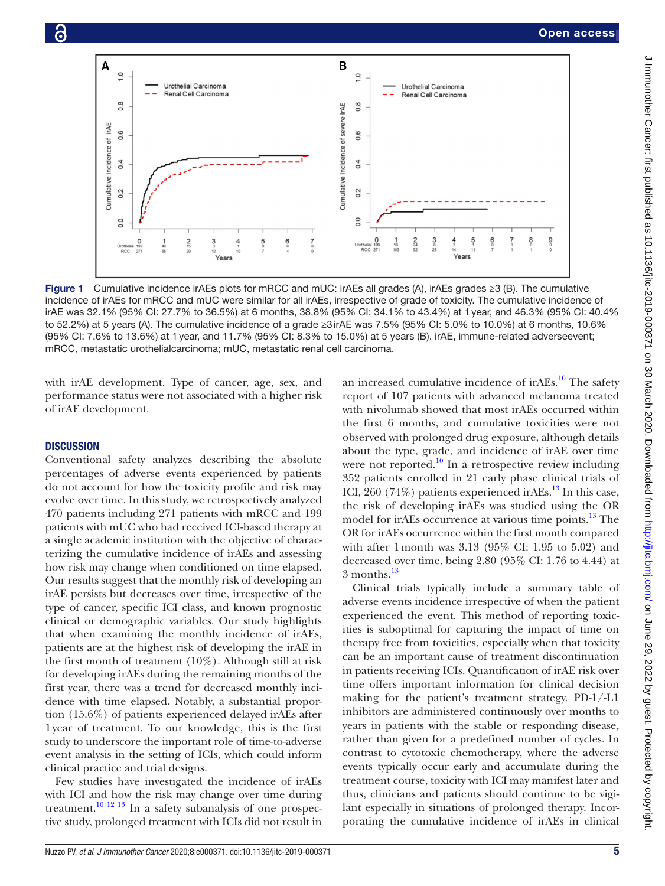**Figure 1** Cumulative incidence irAEs plots for mRCC and mUC: irAEs all grades (A), irAEs grades ≥3 (B). The cumulative incidence of irAEs for mRCC and mUC were similar for all irAEs, irrespective of grade of toxicity. The cumulative incidence of irAE was 32.1% (95% CI: 27.7% to 36.5%) at 6 months, 38.8% (95% CI: 34.1% to 43.4%) at 1 year, and 46.3% (95% CI: 40.4% to 52.2%) at 5 years (A). The cumulative incidence of a grade ≥3 irAE was 7.5% (95% CI: 5.0% to 10.0%) at 6 months, 10.6% (95% CI: 7.6% to 13.6%) at 1 year, and 11.7% (95% CI: 8.3% to 15.0%) at 5 years (B). irAE, immune-related adverseevent; mRCC, metastatic urothelialcarcinoma; mUC, metastatic renal cell carcinoma.

with irAE development. Type of cancer, age, sex, and performance status were not associated with a higher risk of irAE development.

## DISCUSSION

Conventional safety analyzes describing the absolute percentages of adverse events experienced by patients do not account for how the toxicity profile and risk may evolve over time. In this study, we retrospectively analyzed 470 patients including 271 patients with mRCC and 199 patients with mUC who had received ICI-based therapy at a single academic institution with the objective of characterizing the cumulative incidence of irAEs and assessing how risk may change when conditioned on time elapsed. Our results suggest that the monthly risk of developing an irAE persists but decreases over time, irrespective of the type of cancer, specific ICI class, and known prognostic clinical or demographic variables. Our study highlights that when examining the monthly incidence of irAEs, patients are at the highest risk of developing the irAE in the first month of treatment (10%). Although still at risk for developing irAEs during the remaining months of the first year, there was a trend for decreased monthly incidence with time elapsed. Notably, a substantial proportion (15.6%) of patients experienced delayed irAEs after 1 year of treatment. To our knowledge, this is the first study to underscore the important role of time-to-adverse event analysis in the setting of ICIs, which could inform clinical practice and trial designs.

Few studies have investigated the incidence of irAEs with ICI and how the risk may change over time during treatment.[10 12 13] In a safety subanalysis of one prospective study, prolonged treatment with ICIs did not result in an increased cumulative incidence of irAEs.[10] The safety report of 107 patients with advanced melanoma treated with nivolumab showed that most irAEs occurred within the first 6 months, and cumulative toxicities were not observed with prolonged drug exposure, although details about the type, grade, and incidence of irAE over time were not reported.[10] In a retrospective review including 352 patients enrolled in 21 early phase clinical trials of ICI, 260 (74%) patients experienced irAEs.[13] In this case, the risk of developing irAEs was studied using the OR model for irAEs occurrence at various time points.[13] The OR for irAEs occurrence within the first month compared with after 1 month was 3.13 (95% CI: 1.95 to 5.02) and decreased over time, being 2.80 (95% CI: 1.76 to 4.44) at 3 months.[13]

Clinical trials typically include a summary table of adverse events incidence irrespective of when the patient experienced the event. This method of reporting toxicities is suboptimal for capturing the impact of time on therapy free from toxicities, especially when that toxicity can be an important cause of treatment discontinuation in patients receiving ICIs. Quantification of irAE risk over time offers important information for clinical decision making for the patient's treatment strategy. PD-1/-L1 inhibitors are administered continuously over months to years in patients with the stable or responding disease, rather than given for a predefined number of cycles. In contrast to cytotoxic chemotherapy, where the adverse events typically occur early and accumulate during the treatment course, toxicity with ICI may manifest later and thus, clinicians and patients should continue to be vigilant especially in situations of prolonged therapy. Incorporating the cumulative incidence of irAEs in clinical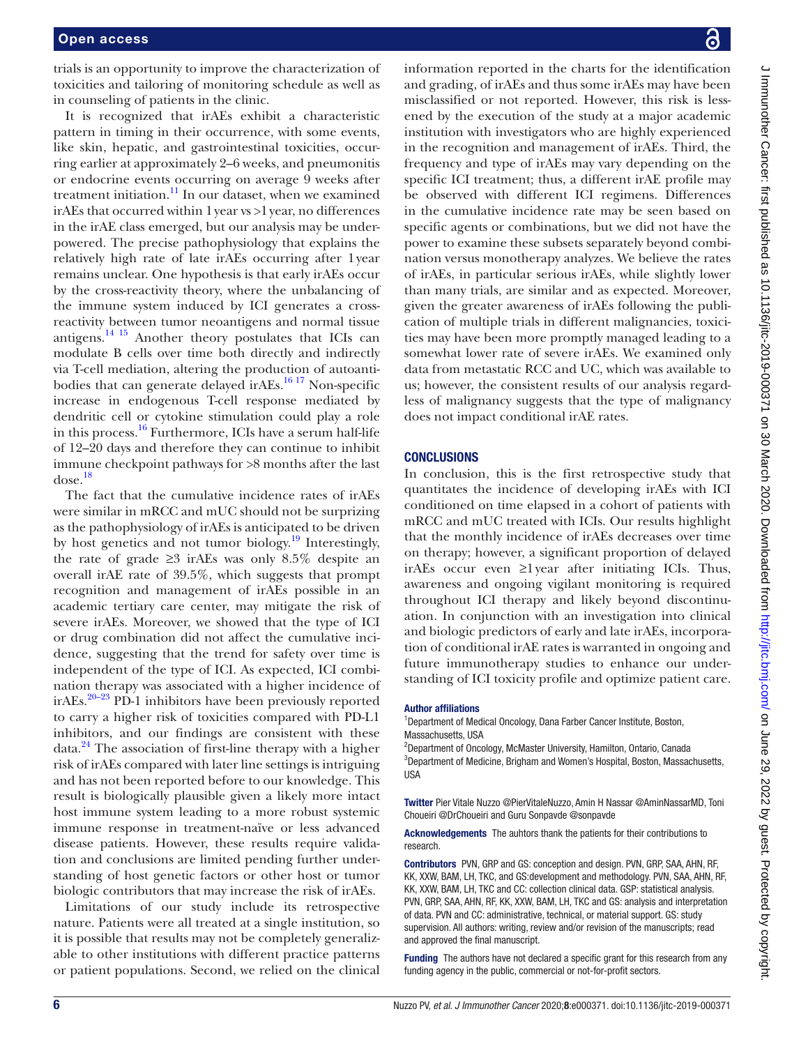trials is an opportunity to improve the characterization of toxicities and tailoring of monitoring schedule as well as in counseling of patients in the clinic.

It is recognized that irAEs exhibit a characteristic pattern in timing in their occurrence, with some events, like skin, hepatic, and gastrointestinal toxicities, occurring earlier at approximately 2–6 weeks, and pneumonitis or endocrine events occurring on average 9 weeks after treatment initiation.[11] In our dataset, when we examined irAEs that occurred within 1 year vs >1 year, no differences in the irAE class emerged, but our analysis may be underpowered. The precise pathophysiology that explains the relatively high rate of late irAEs occurring after 1 year remains unclear. One hypothesis is that early irAEs occur by the cross-reactivity theory, where the unbalancing of the immune system induced by ICI generates a cross-reactivity between tumor neoantigens and normal tissue antigens.[14,15] Another theory postulates that ICIs can modulate B cells over time both directly and indirectly via T-cell mediation, altering the production of autoantibodies that can generate delayed irAEs.[16,17] Non-specific increase in endogenous T-cell response mediated by dendritic cell or cytokine stimulation could play a role in this process.[16] Furthermore, ICIs have a serum half-life of 12–20 days and therefore they can continue to inhibit immune checkpoint pathways for >8 months after the last dose.[18]

The fact that the cumulative incidence rates of irAEs were similar in mRCC and mUC should not be surprizing as the pathophysiology of irAEs is anticipated to be driven by host genetics and not tumor biology.[19] Interestingly, the rate of grade ≥3 irAEs was only 8.5% despite an overall irAE rate of 39.5%, which suggests that prompt recognition and management of irAEs possible in an academic tertiary care center, may mitigate the risk of severe irAEs. Moreover, we showed that the type of ICI or drug combination did not affect the cumulative incidence, suggesting that the trend for safety over time is independent of the type of ICI. As expected, ICI combination therapy was associated with a higher incidence of irAEs.[20–23] PD-1 inhibitors have been previously reported to carry a higher risk of toxicities compared with PD-L1 inhibitors, and our findings are consistent with these data.[24] The association of first-line therapy with a higher risk of irAEs compared with later line settings is intriguing and has not been reported before to our knowledge. This result is biologically plausible given a likely more intact host immune system leading to a more robust systemic immune response in treatment-naïve or less advanced disease patients. However, these results require validation and conclusions are limited pending further understanding of host genetic factors or other host or tumor biologic contributors that may increase the risk of irAEs.

Limitations of our study include its retrospective nature. Patients were all treated at a single institution, so it is possible that results may not be completely generalizable to other institutions with different practice patterns or patient populations. Second, we relied on the clinical information reported in the charts for the identification and grading, of irAEs and thus some irAEs may have been misclassified or not reported. However, this risk is lessened by the execution of the study at a major academic institution with investigators who are highly experienced in the recognition and management of irAEs. Third, the frequency and type of irAEs may vary depending on the specific ICI treatment; thus, a different irAE profile may be observed with different ICI regimens. Differences in the cumulative incidence rate may be seen based on specific agents or combinations, but we did not have the power to examine these subsets separately beyond combination versus monotherapy analyzes. We believe the rates of irAEs, in particular serious irAEs, while slightly lower than many trials, are similar and as expected. Moreover, given the greater awareness of irAEs following the publication of multiple trials in different malignancies, toxicities may have been more promptly managed leading to a somewhat lower rate of severe irAEs. We examined only data from metastatic RCC and UC, which was available to us; however, the consistent results of our analysis regardless of malignancy suggests that the type of malignancy does not impact conditional irAE rates.

## CONCLUSIONS

In conclusion, this is the first retrospective study that quantitates the incidence of developing irAEs with ICI conditioned on time elapsed in a cohort of patients with mRCC and mUC treated with ICIs. Our results highlight that the monthly incidence of irAEs decreases over time on therapy; however, a significant proportion of delayed irAEs occur even ≥1 year after initiating ICIs. Thus, awareness and ongoing vigilant monitoring is required throughout ICI therapy and likely beyond discontinuation. In conjunction with an investigation into clinical and biologic predictors of early and late irAEs, incorporation of conditional irAE rates is warranted in ongoing and future immunotherapy studies to enhance our understanding of ICI toxicity profile and optimize patient care.

**Author affiliations**

[1]Department of Medical Oncology, Dana Farber Cancer Institute, Boston, Massachusetts, USA

[2]Department of Oncology, McMaster University, Hamilton, Ontario, Canada

[3]Department of Medicine, Brigham and Women's Hospital, Boston, Massachusetts, USA

**Twitter** Pier Vitale Nuzzo @PierVitaleNuzzo, Amin H Nassar @AminNassarMD, Toni Choueiri @DrChoueiri and Guru Sonpavde @sonpavde

**Acknowledgements** The auhtors thank the patients for their contributions to research.

**Contributors** PVN, GRP and GS: conception and design. PVN, GRP, SAA, AHN, RF, KK, XXW, BAM, LH, TKC, and GS:development and methodology. PVN, SAA, AHN, RF, KK, XXW, BAM, LH, TKC and CC: collection clinical data. GSP: statistical analysis. PVN, GRP, SAA, AHN, RF, KK, XXW, BAM, LH, TKC and GS: analysis and interpretation of data. PVN and CC: administrative, technical, or material support. GS: study supervision. All authors: writing, review and/or revision of the manuscripts; read and approved the final manuscript.

**Funding** The authors have not declared a specific grant for this research from any funding agency in the public, commercial or not-for-profit sectors.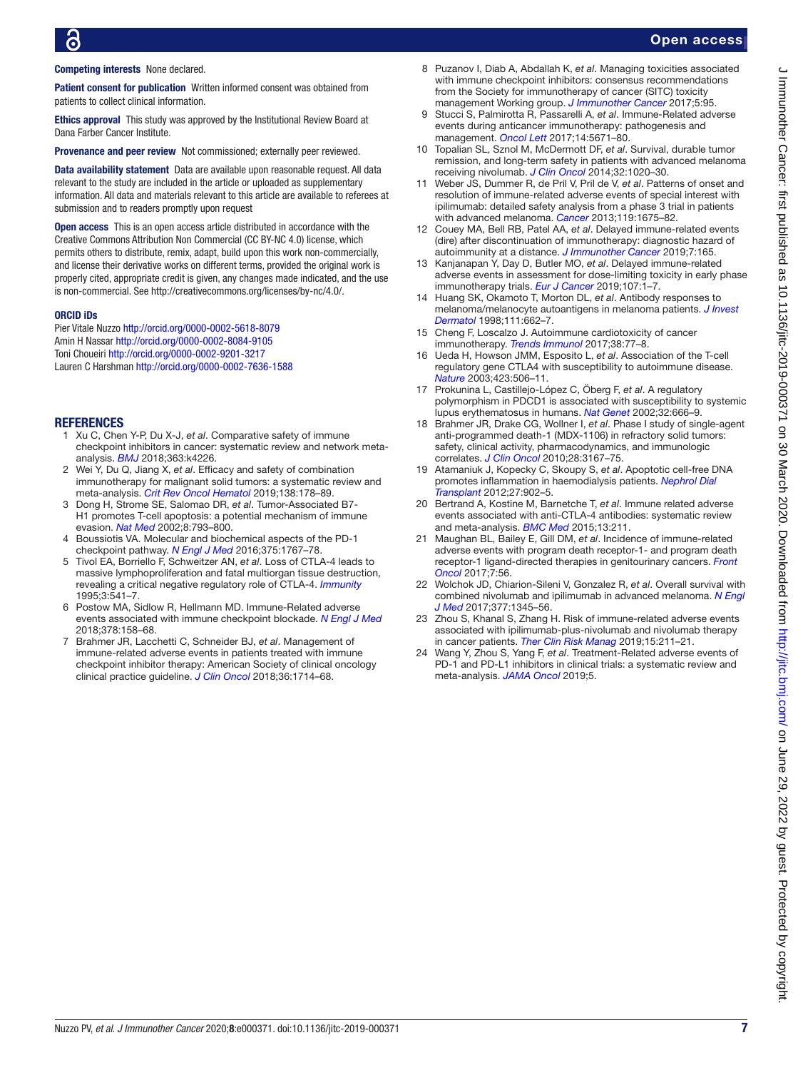**Competing interests** None declared.

**Patient consent for publication** Written informed consent was obtained from patients to collect clinical information.

**Ethics approval** This study was approved by the Institutional Review Board at Dana Farber Cancer Institute.

**Provenance and peer review** Not commissioned; externally peer reviewed.

**Data availability statement** Data are available upon reasonable request. All data relevant to the study are included in the article or uploaded as supplementary information. All data and materials relevant to this article are available to referees at submission and to readers promptly upon request

**Open access** This is an open access article distributed in accordance with the Creative Commons Attribution Non Commercial (CC BY-NC 4.0) license, which permits others to distribute, remix, adapt, build upon this work non-commercially, and license their derivative works on different terms, provided the original work is properly cited, appropriate credit is given, any changes made indicated, and the use is non-commercial. See http://creativecommons.org/licenses/by-nc/4.0/.

### ORCID iDs

Pier Vitale Nuzzo http://orcid.org/0000-0002-5618-8079
Amin H Nassar http://orcid.org/0000-0002-8084-9105
Toni Choueiri http://orcid.org/0000-0002-9201-3217
Lauren C Harshman http://orcid.org/0000-0002-7636-1588

## REFERENCES

1. Xu C, Chen Y-P, Du X-J, *et al*. Comparative safety of immune checkpoint inhibitors in cancer: systematic review and network meta-analysis. *BMJ* 2018;363:k4226.
2. Wei Y, Du Q, Jiang X, *et al*. Efficacy and safety of combination immunotherapy for malignant solid tumors: a systematic review and meta-analysis. *Crit Rev Oncol Hematol* 2019;138:178–89.
3. Dong H, Strome SE, Salomao DR, *et al*. Tumor-Associated B7-H1 promotes T-cell apoptosis: a potential mechanism of immune evasion. *Nat Med* 2002;8:793–800.
4. Boussiotis VA. Molecular and biochemical aspects of the PD-1 checkpoint pathway. *N Engl J Med* 2016;375:1767–78.
5. Tivol EA, Borriello F, Schweitzer AN, *et al*. Loss of CTLA-4 leads to massive lymphoproliferation and fatal multiorgan tissue destruction, revealing a critical negative regulatory role of CTLA-4. *Immunity* 1995;3:541–7.
6. Postow MA, Sidlow R, Hellmann MD. Immune-Related adverse events associated with immune checkpoint blockade. *N Engl J Med* 2018;378:158–68.
7. Brahmer JR, Lacchetti C, Schneider BJ, *et al*. Management of immune-related adverse events in patients treated with immune checkpoint inhibitor therapy: American Society of clinical oncology clinical practice guideline. *J Clin Oncol* 2018;36:1714–68.
8. Puzanov I, Diab A, Abdallah K, *et al*. Managing toxicities associated with immune checkpoint inhibitors: consensus recommendations from the Society for immunotherapy of cancer (SITC) toxicity management Working group. *J Immunother Cancer* 2017;5:95.
9. Stucci S, Palmirotta R, Passarelli A, *et al*. Immune-Related adverse events during anticancer immunotherapy: pathogenesis and management. *Oncol Lett* 2017;14:5671–80.
10. Topalian SL, Sznol M, McDermott DF, *et al*. Survival, durable tumor remission, and long-term safety in patients with advanced melanoma receiving nivolumab. *J Clin Oncol* 2014;32:1020–30.
11. Weber JS, Dummer R, de Pril V, Pril de V, *et al*. Patterns of onset and resolution of immune-related adverse events of special interest with ipilimumab: detailed safety analysis from a phase 3 trial in patients with advanced melanoma. *Cancer* 2013;119:1675–82.
12. Couey MA, Bell RB, Patel AA, *et al*. Delayed immune-related events (dire) after discontinuation of immunotherapy: diagnostic hazard of autoimmunity at a distance. *J Immunother Cancer* 2019;7:165.
13. Kanjanapan Y, Day D, Butler MO, *et al*. Delayed immune-related adverse events in assessment for dose-limiting toxicity in early phase immunotherapy trials. *Eur J Cancer* 2019;107:1–7.
14. Huang SK, Okamoto T, Morton DL, *et al*. Antibody responses to melanoma/melanocyte autoantigens in melanoma patients. *J Invest Dermatol* 1998;111:662–7.
15. Cheng F, Loscalzo J. Autoimmune cardiotoxicity of cancer immunotherapy. *Trends Immunol* 2017;38:77–8.
16. Ueda H, Howson JMM, Esposito L, *et al*. Association of the T-cell regulatory gene CTLA4 with susceptibility to autoimmune disease. *Nature* 2003;423:506–11.
17. Prokunina L, Castillejo-López C, Öberg F, *et al*. A regulatory polymorphism in PDCD1 is associated with susceptibility to systemic lupus erythematosus in humans. *Nat Genet* 2002;32:666–9.
18. Brahmer JR, Drake CG, Wollner I, *et al*. Phase I study of single-agent anti-programmed death-1 (MDX-1106) in refractory solid tumors: safety, clinical activity, pharmacodynamics, and immunologic correlates. *J Clin Oncol* 2010;28:3167–75.
19. Atamaniuk J, Kopecky C, Skoupy S, *et al*. Apoptotic cell-free DNA promotes inflammation in haemodialysis patients. *Nephrol Dial Transplant* 2012;27:902–5.
20. Bertrand A, Kostine M, Barnetche T, *et al*. Immune related adverse events associated with anti-CTLA-4 antibodies: systematic review and meta-analysis. *BMC Med* 2015;13:211.
21. Maughan BL, Bailey E, Gill DM, *et al*. Incidence of immune-related adverse events with program death receptor-1- and program death receptor-1 ligand-directed therapies in genitourinary cancers. *Front Oncol* 2017;7:56.
22. Wolchok JD, Chiarion-Sileni V, Gonzalez R, *et al*. Overall survival with combined nivolumab and ipilimumab in advanced melanoma. *N Engl J Med* 2017;377:1345–56.
23. Zhou S, Khanal S, Zhang H. Risk of immune-related adverse events associated with ipilimumab-plus-nivolumab and nivolumab therapy in cancer patients. *Ther Clin Risk Manag* 2019;15:211–21.
24. Wang Y, Zhou S, Yang F, *et al*. Treatment-Related adverse events of PD-1 and PD-L1 inhibitors in clinical trials: a systematic review and meta-analysis. *JAMA Oncol* 2019;5.